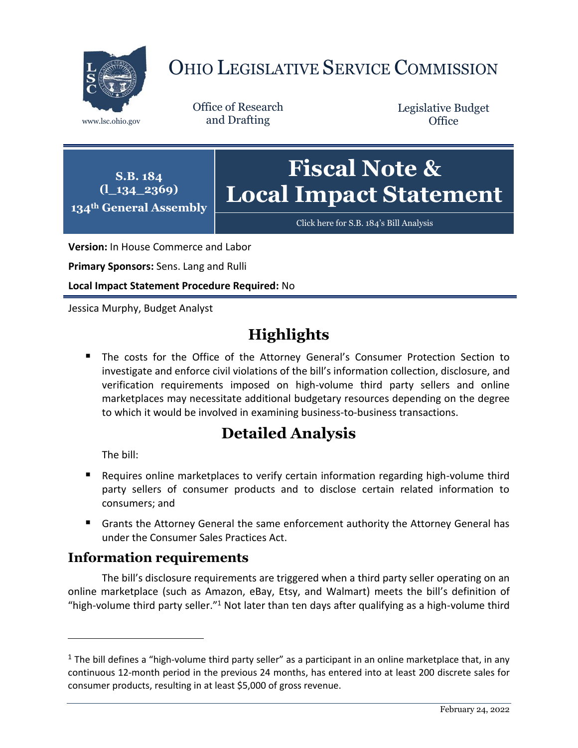# OHIO LEGISLATIVE SERVICE COMMISSION

www.lsc.ohio.gov

Office of Research and Drafting

Legislative Budget Office

**S.B. 184**
**(l_134_2369)**
**134th General Assembly**

# Fiscal Note & Local Impact Statement

Click here for S.B. 184's Bill Analysis

**Version:** In House Commerce and Labor

**Primary Sponsors:** Sens. Lang and Rulli

**Local Impact Statement Procedure Required:** No

Jessica Murphy, Budget Analyst

## Highlights

- The costs for the Office of the Attorney General's Consumer Protection Section to investigate and enforce civil violations of the bill's information collection, disclosure, and verification requirements imposed on high-volume third party sellers and online marketplaces may necessitate additional budgetary resources depending on the degree to which it would be involved in examining business-to-business transactions.

## Detailed Analysis

The bill:

- Requires online marketplaces to verify certain information regarding high-volume third party sellers of consumer products and to disclose certain related information to consumers; and
- Grants the Attorney General the same enforcement authority the Attorney General has under the Consumer Sales Practices Act.

### Information requirements

The bill's disclosure requirements are triggered when a third party seller operating on an online marketplace (such as Amazon, eBay, Etsy, and Walmart) meets the bill's definition of "high-volume third party seller."[1] Not later than ten days after qualifying as a high-volume third

[1] The bill defines a "high-volume third party seller" as a participant in an online marketplace that, in any continuous 12-month period in the previous 24 months, has entered into at least 200 discrete sales for consumer products, resulting in at least $5,000 of gross revenue.

February 24, 2022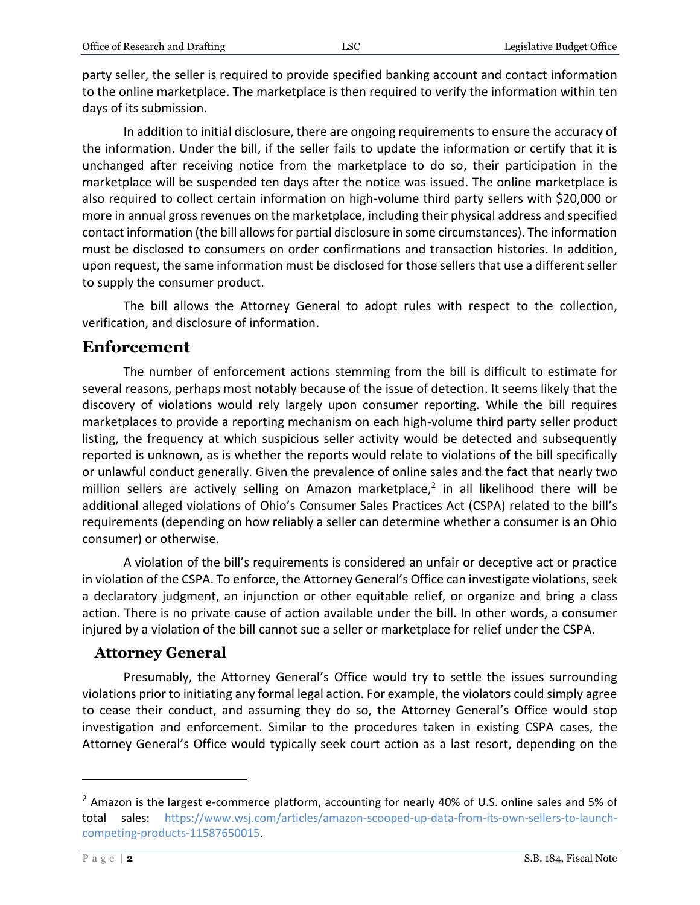party seller, the seller is required to provide specified banking account and contact information to the online marketplace. The marketplace is then required to verify the information within ten days of its submission.

In addition to initial disclosure, there are ongoing requirements to ensure the accuracy of the information. Under the bill, if the seller fails to update the information or certify that it is unchanged after receiving notice from the marketplace to do so, their participation in the marketplace will be suspended ten days after the notice was issued. The online marketplace is also required to collect certain information on high-volume third party sellers with $20,000 or more in annual gross revenues on the marketplace, including their physical address and specified contact information (the bill allows for partial disclosure in some circumstances). The information must be disclosed to consumers on order confirmations and transaction histories. In addition, upon request, the same information must be disclosed for those sellers that use a different seller to supply the consumer product.

The bill allows the Attorney General to adopt rules with respect to the collection, verification, and disclosure of information.

## Enforcement

The number of enforcement actions stemming from the bill is difficult to estimate for several reasons, perhaps most notably because of the issue of detection. It seems likely that the discovery of violations would rely largely upon consumer reporting. While the bill requires marketplaces to provide a reporting mechanism on each high-volume third party seller product listing, the frequency at which suspicious seller activity would be detected and subsequently reported is unknown, as is whether the reports would relate to violations of the bill specifically or unlawful conduct generally. Given the prevalence of online sales and the fact that nearly two million sellers are actively selling on Amazon marketplace,[2] in all likelihood there will be additional alleged violations of Ohio's Consumer Sales Practices Act (CSPA) related to the bill's requirements (depending on how reliably a seller can determine whether a consumer is an Ohio consumer) or otherwise.

A violation of the bill's requirements is considered an unfair or deceptive act or practice in violation of the CSPA. To enforce, the Attorney General's Office can investigate violations, seek a declaratory judgment, an injunction or other equitable relief, or organize and bring a class action. There is no private cause of action available under the bill. In other words, a consumer injured by a violation of the bill cannot sue a seller or marketplace for relief under the CSPA.

### Attorney General

Presumably, the Attorney General's Office would try to settle the issues surrounding violations prior to initiating any formal legal action. For example, the violators could simply agree to cease their conduct, and assuming they do so, the Attorney General's Office would stop investigation and enforcement. Similar to the procedures taken in existing CSPA cases, the Attorney General's Office would typically seek court action as a last resort, depending on the

---

[2] Amazon is the largest e-commerce platform, accounting for nearly 40% of U.S. online sales and 5% of total sales: https://www.wsj.com/articles/amazon-scooped-up-data-from-its-own-sellers-to-launch-competing-products-11587650015.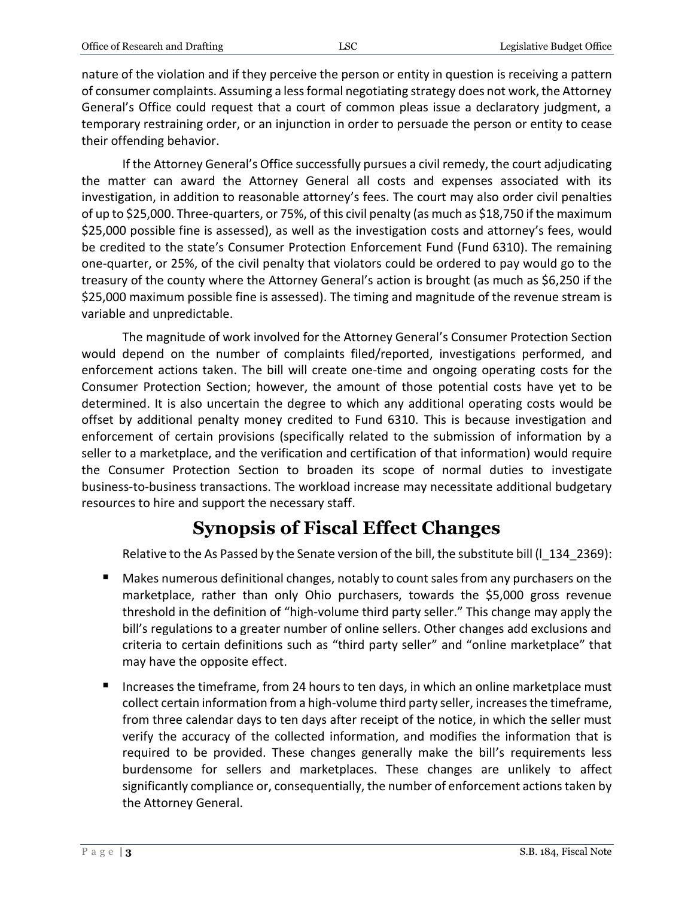nature of the violation and if they perceive the person or entity in question is receiving a pattern of consumer complaints. Assuming a less formal negotiating strategy does not work, the Attorney General's Office could request that a court of common pleas issue a declaratory judgment, a temporary restraining order, or an injunction in order to persuade the person or entity to cease their offending behavior.

If the Attorney General's Office successfully pursues a civil remedy, the court adjudicating the matter can award the Attorney General all costs and expenses associated with its investigation, in addition to reasonable attorney's fees. The court may also order civil penalties of up to $25,000. Three-quarters, or 75%, of this civil penalty (as much as $18,750 if the maximum $25,000 possible fine is assessed), as well as the investigation costs and attorney's fees, would be credited to the state's Consumer Protection Enforcement Fund (Fund 6310). The remaining one-quarter, or 25%, of the civil penalty that violators could be ordered to pay would go to the treasury of the county where the Attorney General's action is brought (as much as $6,250 if the $25,000 maximum possible fine is assessed). The timing and magnitude of the revenue stream is variable and unpredictable.

The magnitude of work involved for the Attorney General's Consumer Protection Section would depend on the number of complaints filed/reported, investigations performed, and enforcement actions taken. The bill will create one-time and ongoing operating costs for the Consumer Protection Section; however, the amount of those potential costs have yet to be determined. It is also uncertain the degree to which any additional operating costs would be offset by additional penalty money credited to Fund 6310. This is because investigation and enforcement of certain provisions (specifically related to the submission of information by a seller to a marketplace, and the verification and certification of that information) would require the Consumer Protection Section to broaden its scope of normal duties to investigate business-to-business transactions. The workload increase may necessitate additional budgetary resources to hire and support the necessary staff.

# Synopsis of Fiscal Effect Changes

Relative to the As Passed by the Senate version of the bill, the substitute bill (l_134_2369):

- Makes numerous definitional changes, notably to count sales from any purchasers on the marketplace, rather than only Ohio purchasers, towards the $5,000 gross revenue threshold in the definition of "high-volume third party seller." This change may apply the bill's regulations to a greater number of online sellers. Other changes add exclusions and criteria to certain definitions such as "third party seller" and "online marketplace" that may have the opposite effect.
- Increases the timeframe, from 24 hours to ten days, in which an online marketplace must collect certain information from a high-volume third party seller, increases the timeframe, from three calendar days to ten days after receipt of the notice, in which the seller must verify the accuracy of the collected information, and modifies the information that is required to be provided. These changes generally make the bill's requirements less burdensome for sellers and marketplaces. These changes are unlikely to affect significantly compliance or, consequentially, the number of enforcement actions taken by the Attorney General.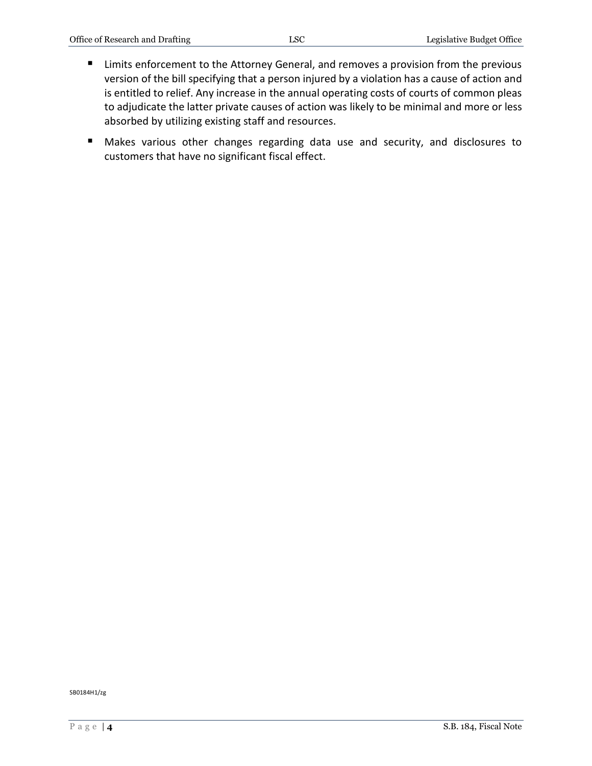- Limits enforcement to the Attorney General, and removes a provision from the previous version of the bill specifying that a person injured by a violation has a cause of action and is entitled to relief. Any increase in the annual operating costs of courts of common pleas to adjudicate the latter private causes of action was likely to be minimal and more or less absorbed by utilizing existing staff and resources.
- Makes various other changes regarding data use and security, and disclosures to customers that have no significant fiscal effect.

SB0184H1/zg